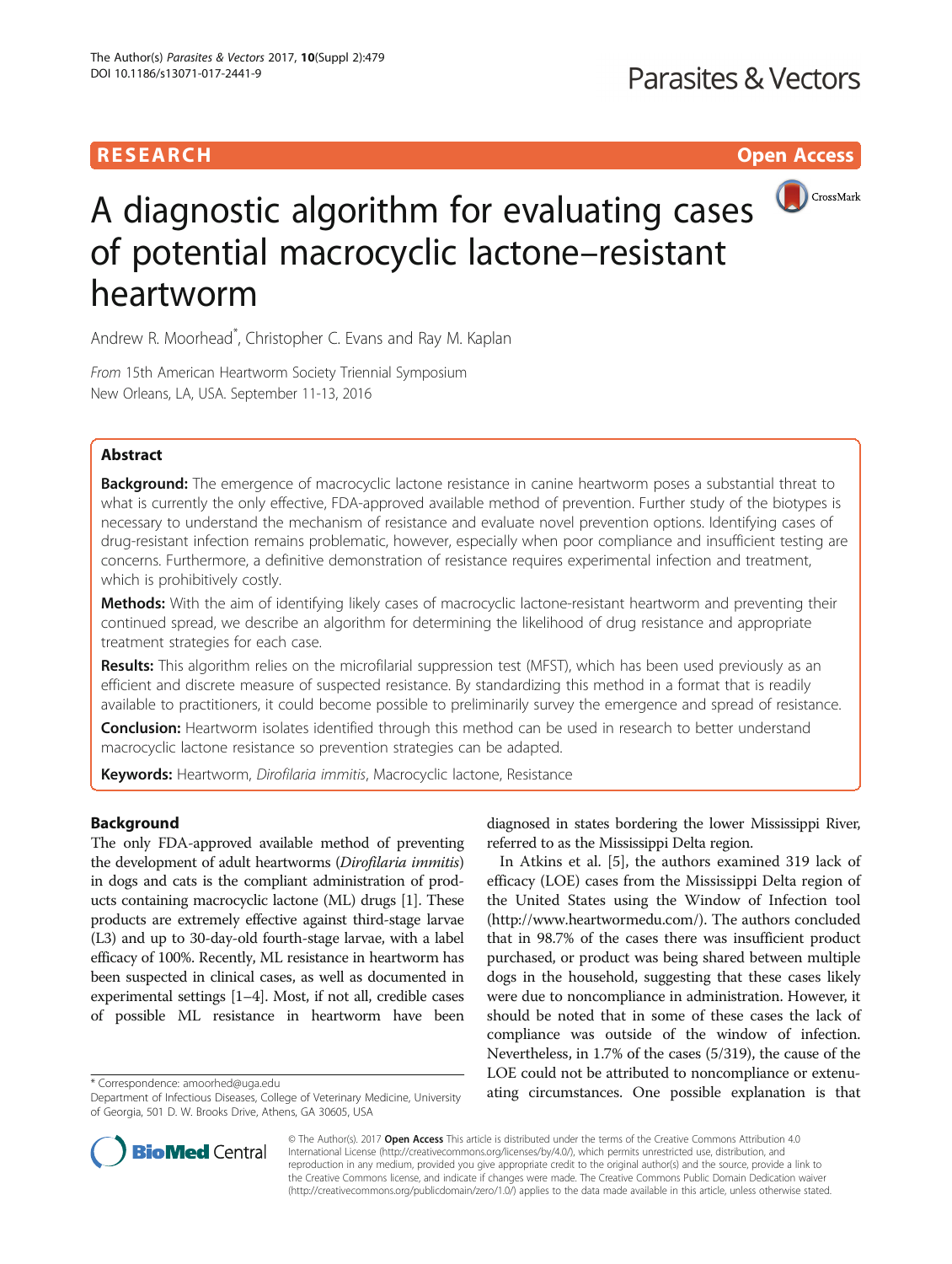RESEARCH

Open Access

# A diagnostic algorithm for evaluating cases of potential macrocyclic lactone–resistant heartworm

Andrew R. Moorhead*, Christopher C. Evans and Ray M. Kaplan

*From* 15th American Heartworm Society Triennial Symposium
New Orleans, LA, USA. September 11-13, 2016

## Abstract

**Background:** The emergence of macrocyclic lactone resistance in canine heartworm poses a substantial threat to what is currently the only effective, FDA-approved available method of prevention. Further study of the biotypes is necessary to understand the mechanism of resistance and evaluate novel prevention options. Identifying cases of drug-resistant infection remains problematic, however, especially when poor compliance and insufficient testing are concerns. Furthermore, a definitive demonstration of resistance requires experimental infection and treatment, which is prohibitively costly.

**Methods:** With the aim of identifying likely cases of macrocyclic lactone-resistant heartworm and preventing their continued spread, we describe an algorithm for determining the likelihood of drug resistance and appropriate treatment strategies for each case.

**Results:** This algorithm relies on the microfilarial suppression test (MFST), which has been used previously as an efficient and discrete measure of suspected resistance. By standardizing this method in a format that is readily available to practitioners, it could become possible to preliminarily survey the emergence and spread of resistance.

**Conclusion:** Heartworm isolates identified through this method can be used in research to better understand macrocyclic lactone resistance so prevention strategies can be adapted.

**Keywords:** Heartworm, *Dirofilaria immitis*, Macrocyclic lactone, Resistance

## Background

The only FDA-approved available method of preventing the development of adult heartworms (*Dirofilaria immitis*) in dogs and cats is the compliant administration of products containing macrocyclic lactone (ML) drugs [1]. These products are extremely effective against third-stage larvae (L3) and up to 30-day-old fourth-stage larvae, with a label efficacy of 100%. Recently, ML resistance in heartworm has been suspected in clinical cases, as well as documented in experimental settings [1–4]. Most, if not all, credible cases of possible ML resistance in heartworm have been diagnosed in states bordering the lower Mississippi River, referred to as the Mississippi Delta region.

In Atkins et al. [5], the authors examined 319 lack of efficacy (LOE) cases from the Mississippi Delta region of the United States using the Window of Infection tool (http://www.heartwormedu.com/). The authors concluded that in 98.7% of the cases there was insufficient product purchased, or product was being shared between multiple dogs in the household, suggesting that these cases likely were due to noncompliance in administration. However, it should be noted that in some of these cases the lack of compliance was outside of the window of infection. Nevertheless, in 1.7% of the cases (5/319), the cause of the LOE could not be attributed to noncompliance or extenuating circumstances. One possible explanation is that

\* Correspondence: amoorhed@uga.edu
Department of Infectious Diseases, College of Veterinary Medicine, University of Georgia, 501 D. W. Brooks Drive, Athens, GA 30605, USA

© The Author(s). 2017 **Open Access** This article is distributed under the terms of the Creative Commons Attribution 4.0 International License (http://creativecommons.org/licenses/by/4.0/), which permits unrestricted use, distribution, and reproduction in any medium, provided you give appropriate credit to the original author(s) and the source, provide a link to the Creative Commons license, and indicate if changes were made. The Creative Commons Public Domain Dedication waiver (http://creativecommons.org/publicdomain/zero/1.0/) applies to the data made available in this article, unless otherwise stated.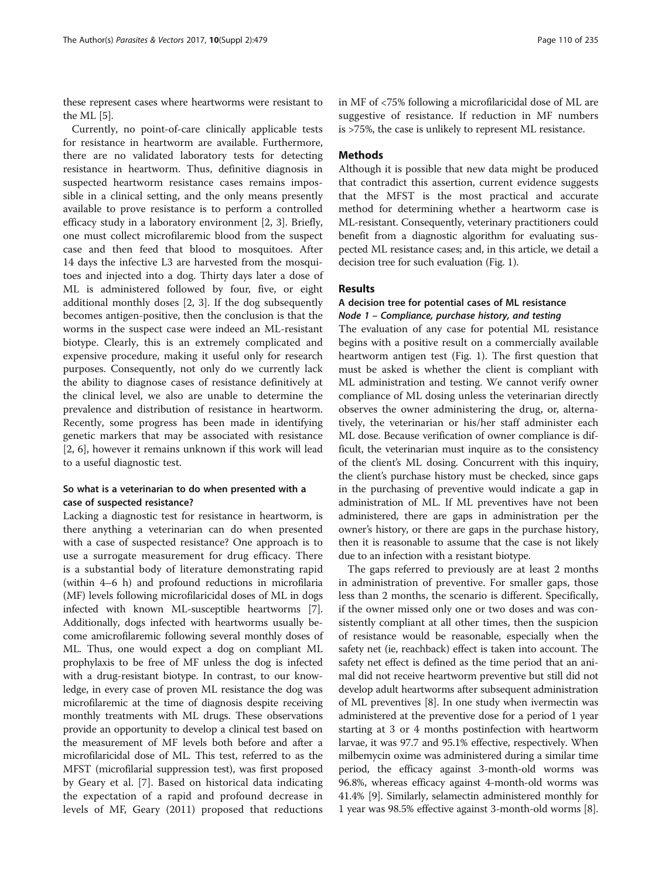these represent cases where heartworms were resistant to the ML [5].

Currently, no point-of-care clinically applicable tests for resistance in heartworm are available. Furthermore, there are no validated laboratory tests for detecting resistance in heartworm. Thus, definitive diagnosis in suspected heartworm resistance cases remains impossible in a clinical setting, and the only means presently available to prove resistance is to perform a controlled efficacy study in a laboratory environment [2, 3]. Briefly, one must collect microfilaremic blood from the suspect case and then feed that blood to mosquitoes. After 14 days the infective L3 are harvested from the mosquitoes and injected into a dog. Thirty days later a dose of ML is administered followed by four, five, or eight additional monthly doses [2, 3]. If the dog subsequently becomes antigen-positive, then the conclusion is that the worms in the suspect case were indeed an ML-resistant biotype. Clearly, this is an extremely complicated and expensive procedure, making it useful only for research purposes. Consequently, not only do we currently lack the ability to diagnose cases of resistance definitively at the clinical level, we also are unable to determine the prevalence and distribution of resistance in heartworm. Recently, some progress has been made in identifying genetic markers that may be associated with resistance [2, 6], however it remains unknown if this work will lead to a useful diagnostic test.

### So what is a veterinarian to do when presented with a case of suspected resistance?

Lacking a diagnostic test for resistance in heartworm, is there anything a veterinarian can do when presented with a case of suspected resistance? One approach is to use a surrogate measurement for drug efficacy. There is a substantial body of literature demonstrating rapid (within 4–6 h) and profound reductions in microfilaria (MF) levels following microfilaricidal doses of ML in dogs infected with known ML-susceptible heartworms [7]. Additionally, dogs infected with heartworms usually become amicrofilaremic following several monthly doses of ML. Thus, one would expect a dog on compliant ML prophylaxis to be free of MF unless the dog is infected with a drug-resistant biotype. In contrast, to our knowledge, in every case of proven ML resistance the dog was microfilaremic at the time of diagnosis despite receiving monthly treatments with ML drugs. These observations provide an opportunity to develop a clinical test based on the measurement of MF levels both before and after a microfilaricidal dose of ML. This test, referred to as the MFST (microfilarial suppression test), was first proposed by Geary et al. [7]. Based on historical data indicating the expectation of a rapid and profound decrease in levels of MF, Geary (2011) proposed that reductions in MF of <75% following a microfilaricidal dose of ML are suggestive of resistance. If reduction in MF numbers is >75%, the case is unlikely to represent ML resistance.

## Methods

Although it is possible that new data might be produced that contradict this assertion, current evidence suggests that the MFST is the most practical and accurate method for determining whether a heartworm case is ML-resistant. Consequently, veterinary practitioners could benefit from a diagnostic algorithm for evaluating suspected ML resistance cases; and, in this article, we detail a decision tree for such evaluation (Fig. 1).

## Results

### A decision tree for potential cases of ML resistance

#### *Node 1 – Compliance, purchase history, and testing*

The evaluation of any case for potential ML resistance begins with a positive result on a commercially available heartworm antigen test (Fig. 1). The first question that must be asked is whether the client is compliant with ML administration and testing. We cannot verify owner compliance of ML dosing unless the veterinarian directly observes the owner administering the drug, or, alternatively, the veterinarian or his/her staff administer each ML dose. Because verification of owner compliance is difficult, the veterinarian must inquire as to the consistency of the client's ML dosing. Concurrent with this inquiry, the client's purchase history must be checked, since gaps in the purchasing of preventive would indicate a gap in administration of ML. If ML preventives have not been administered, there are gaps in administration per the owner's history, or there are gaps in the purchase history, then it is reasonable to assume that the case is not likely due to an infection with a resistant biotype.

The gaps referred to previously are at least 2 months in administration of preventive. For smaller gaps, those less than 2 months, the scenario is different. Specifically, if the owner missed only one or two doses and was consistently compliant at all other times, then the suspicion of resistance would be reasonable, especially when the safety net (ie, reachback) effect is taken into account. The safety net effect is defined as the time period that an animal did not receive heartworm preventive but still did not develop adult heartworms after subsequent administration of ML preventives [8]. In one study when ivermectin was administered at the preventive dose for a period of 1 year starting at 3 or 4 months postinfection with heartworm larvae, it was 97.7 and 95.1% effective, respectively. When milbemycin oxime was administered during a similar time period, the efficacy against 3-month-old worms was 96.8%, whereas efficacy against 4-month-old worms was 41.4% [9]. Similarly, selamectin administered monthly for 1 year was 98.5% effective against 3-month-old worms [8].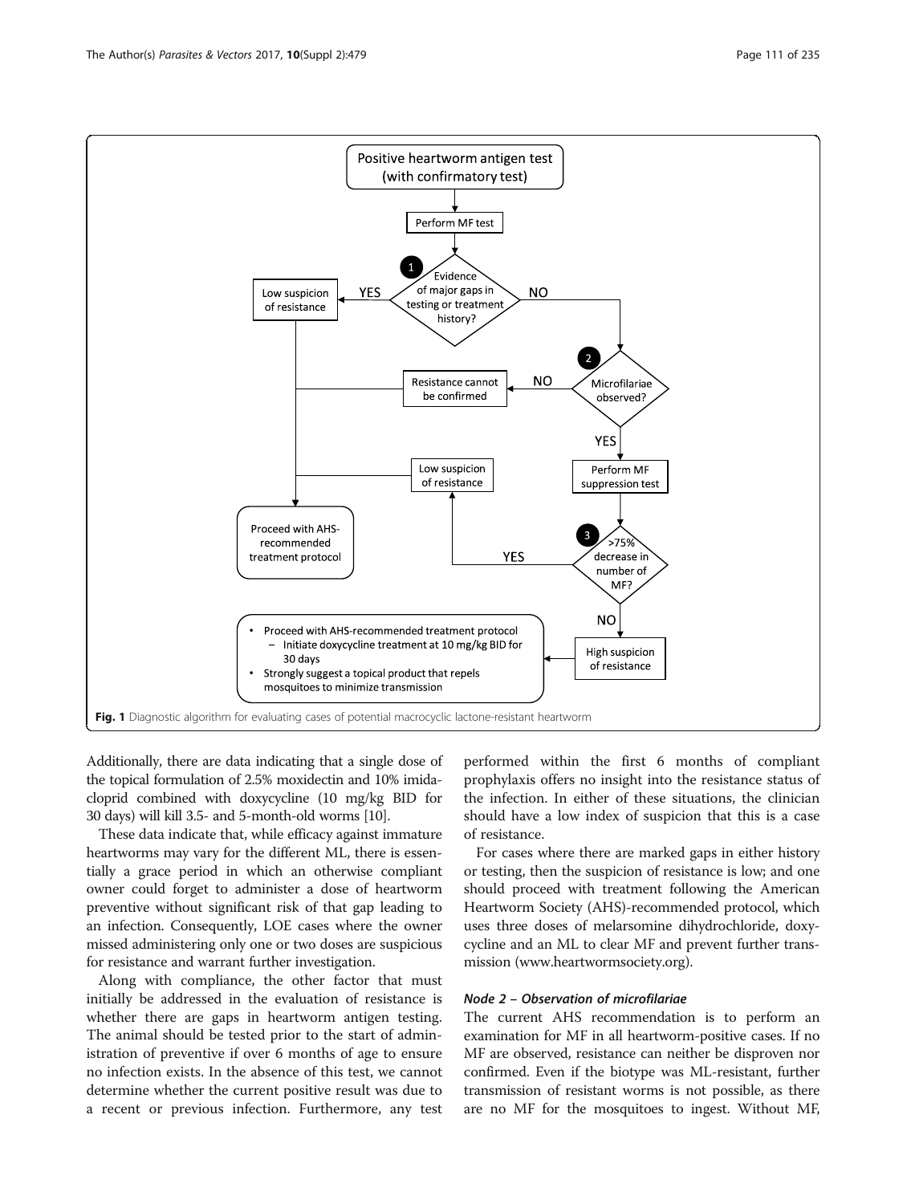Fig. 1 Diagnostic algorithm for evaluating cases of potential macrocyclic lactone-resistant heartworm

Additionally, there are data indicating that a single dose of the topical formulation of 2.5% moxidectin and 10% imidacloprid combined with doxycycline (10 mg/kg BID for 30 days) will kill 3.5- and 5-month-old worms [10].

These data indicate that, while efficacy against immature heartworms may vary for the different ML, there is essentially a grace period in which an otherwise compliant owner could forget to administer a dose of heartworm preventive without significant risk of that gap leading to an infection. Consequently, LOE cases where the owner missed administering only one or two doses are suspicious for resistance and warrant further investigation.

Along with compliance, the other factor that must initially be addressed in the evaluation of resistance is whether there are gaps in heartworm antigen testing. The animal should be tested prior to the start of administration of preventive if over 6 months of age to ensure no infection exists. In the absence of this test, we cannot determine whether the current positive result was due to a recent or previous infection. Furthermore, any test performed within the first 6 months of compliant prophylaxis offers no insight into the resistance status of the infection. In either of these situations, the clinician should have a low index of suspicion that this is a case of resistance.

For cases where there are marked gaps in either history or testing, then the suspicion of resistance is low; and one should proceed with treatment following the American Heartworm Society (AHS)-recommended protocol, which uses three doses of melarsomine dihydrochloride, doxycycline and an ML to clear MF and prevent further transmission (www.heartwormsociety.org).

#### Node 2 – Observation of microfilariae

The current AHS recommendation is to perform an examination for MF in all heartworm-positive cases. If no MF are observed, resistance can neither be disproven nor confirmed. Even if the biotype was ML-resistant, further transmission of resistant worms is not possible, as there are no MF for the mosquitoes to ingest. Without MF,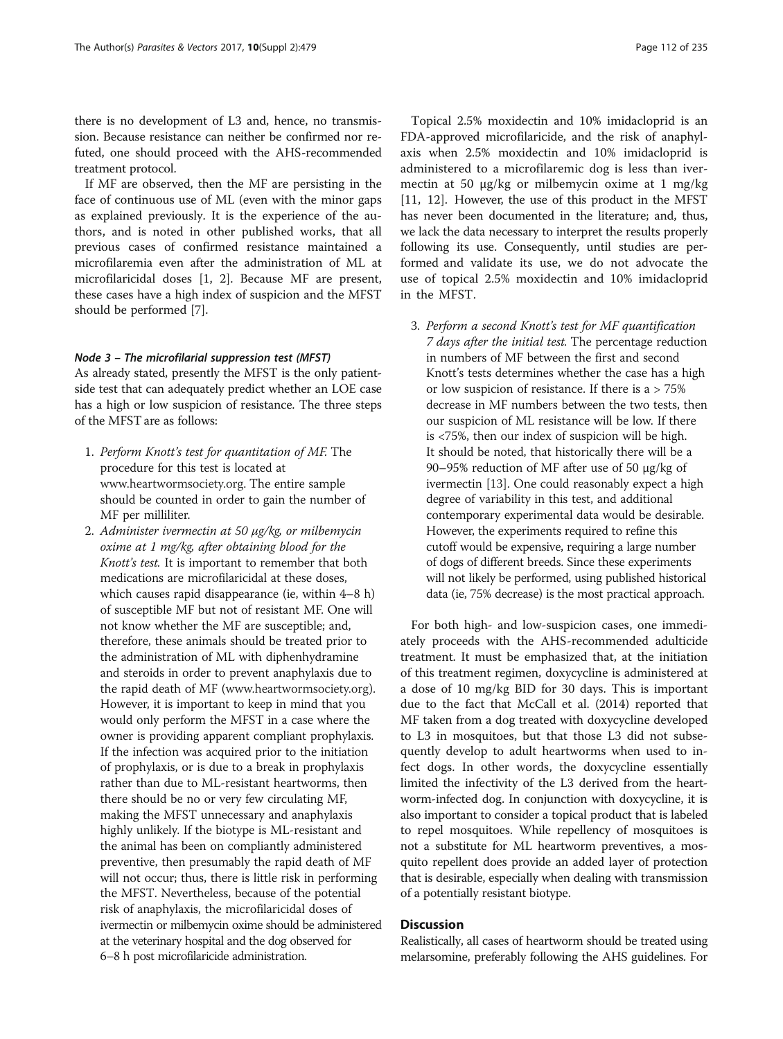there is no development of L3 and, hence, no transmission. Because resistance can neither be confirmed nor refuted, one should proceed with the AHS-recommended treatment protocol.

If MF are observed, then the MF are persisting in the face of continuous use of ML (even with the minor gaps as explained previously. It is the experience of the authors, and is noted in other published works, that all previous cases of confirmed resistance maintained a microfilaremia even after the administration of ML at microfilaricidal doses [1, 2]. Because MF are present, these cases have a high index of suspicion and the MFST should be performed [7].

#### *Node 3 – The microfilarial suppression test (MFST)*

As already stated, presently the MFST is the only patient-side test that can adequately predict whether an LOE case has a high or low suspicion of resistance. The three steps of the MFST are as follows:

1. *Perform Knott's test for quantitation of MF.* The procedure for this test is located at www.heartwormsociety.org. The entire sample should be counted in order to gain the number of MF per milliliter.
2. *Administer ivermectin at 50 μg/kg, or milbemycin oxime at 1 mg/kg, after obtaining blood for the Knott's test.* It is important to remember that both medications are microfilaricidal at these doses, which causes rapid disappearance (ie, within 4–8 h) of susceptible MF but not of resistant MF. One will not know whether the MF are susceptible; and, therefore, these animals should be treated prior to the administration of ML with diphenhydramine and steroids in order to prevent anaphylaxis due to the rapid death of MF (www.heartwormsociety.org). However, it is important to keep in mind that you would only perform the MFST in a case where the owner is providing apparent compliant prophylaxis. If the infection was acquired prior to the initiation of prophylaxis, or is due to a break in prophylaxis rather than due to ML-resistant heartworms, then there should be no or very few circulating MF, making the MFST unnecessary and anaphylaxis highly unlikely. If the biotype is ML-resistant and the animal has been on compliantly administered preventive, then presumably the rapid death of MF will not occur; thus, there is little risk in performing the MFST. Nevertheless, because of the potential risk of anaphylaxis, the microfilaricidal doses of ivermectin or milbemycin oxime should be administered at the veterinary hospital and the dog observed for 6–8 h post microfilaricide administration.

Topical 2.5% moxidectin and 10% imidacloprid is an FDA-approved microfilaricide, and the risk of anaphylaxis when 2.5% moxidectin and 10% imidacloprid is administered to a microfilaremic dog is less than ivermectin at 50 μg/kg or milbemycin oxime at 1 mg/kg [11, 12]. However, the use of this product in the MFST has never been documented in the literature; and, thus, we lack the data necessary to interpret the results properly following its use. Consequently, until studies are performed and validate its use, we do not advocate the use of topical 2.5% moxidectin and 10% imidacloprid in the MFST.

3. *Perform a second Knott's test for MF quantification 7 days after the initial test.* The percentage reduction in numbers of MF between the first and second Knott's tests determines whether the case has a high or low suspicion of resistance. If there is a > 75% decrease in MF numbers between the two tests, then our suspicion of ML resistance will be low. If there is <75%, then our index of suspicion will be high. It should be noted, that historically there will be a 90–95% reduction of MF after use of 50 μg/kg of ivermectin [13]. One could reasonably expect a high degree of variability in this test, and additional contemporary experimental data would be desirable. However, the experiments required to refine this cutoff would be expensive, requiring a large number of dogs of different breeds. Since these experiments will not likely be performed, using published historical data (ie, 75% decrease) is the most practical approach.

For both high- and low-suspicion cases, one immediately proceeds with the AHS-recommended adulticide treatment. It must be emphasized that, at the initiation of this treatment regimen, doxycycline is administered at a dose of 10 mg/kg BID for 30 days. This is important due to the fact that McCall et al. (2014) reported that MF taken from a dog treated with doxycycline developed to L3 in mosquitoes, but that those L3 did not subsequently develop to adult heartworms when used to infect dogs. In other words, the doxycycline essentially limited the infectivity of the L3 derived from the heartworm-infected dog. In conjunction with doxycycline, it is also important to consider a topical product that is labeled to repel mosquitoes. While repellency of mosquitoes is not a substitute for ML heartworm preventives, a mosquito repellent does provide an added layer of protection that is desirable, especially when dealing with transmission of a potentially resistant biotype.

## Discussion

Realistically, all cases of heartworm should be treated using melarsomine, preferably following the AHS guidelines. For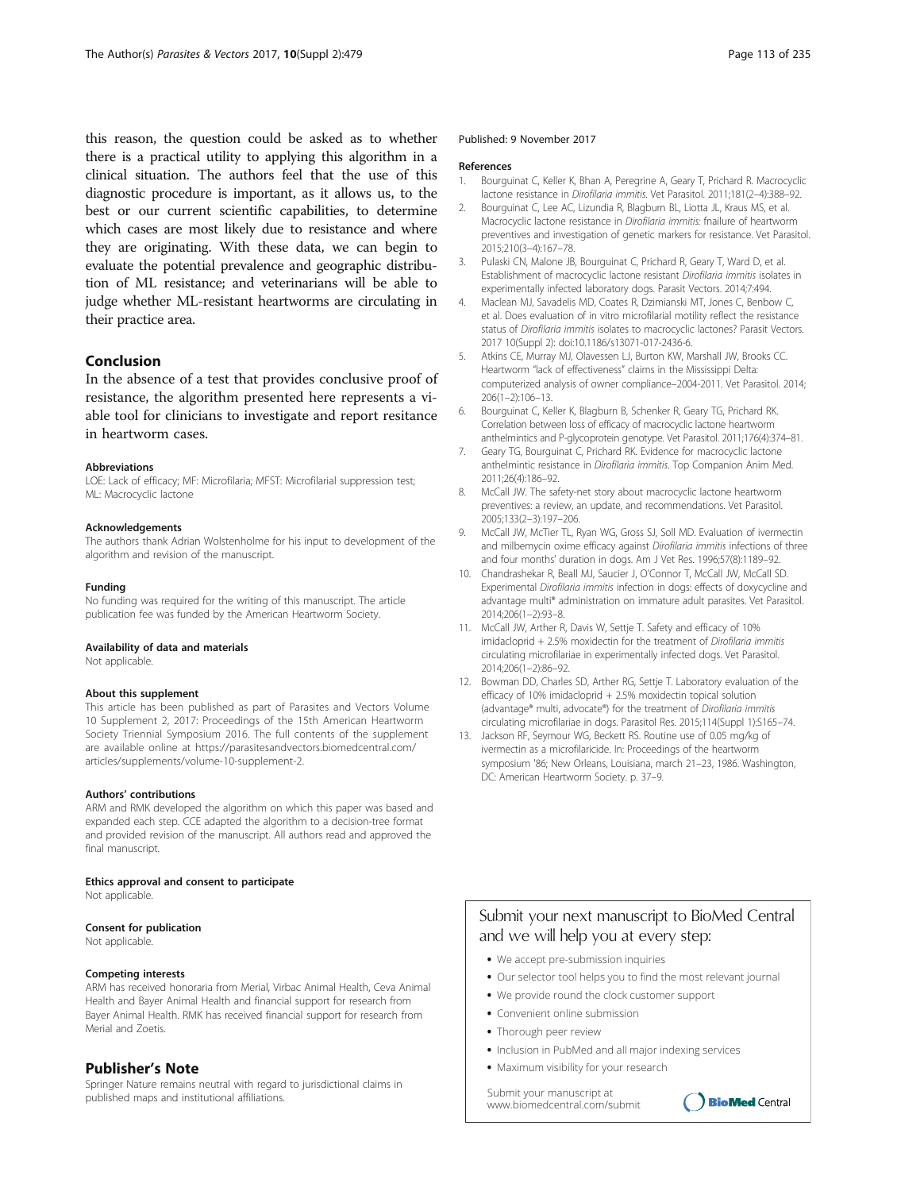this reason, the question could be asked as to whether there is a practical utility to applying this algorithm in a clinical situation. The authors feel that the use of this diagnostic procedure is important, as it allows us, to the best or our current scientific capabilities, to determine which cases are most likely due to resistance and where they are originating. With these data, we can begin to evaluate the potential prevalence and geographic distribution of ML resistance; and veterinarians will be able to judge whether ML-resistant heartworms are circulating in their practice area.

## Conclusion

In the absence of a test that provides conclusive proof of resistance, the algorithm presented here represents a viable tool for clinicians to investigate and report resitance in heartworm cases.

#### Abbreviations

LOE: Lack of efficacy; MF: Microfilaria; MFST: Microfilarial suppression test; ML: Macrocyclic lactone

#### Acknowledgements

The authors thank Adrian Wolstenholme for his input to development of the algorithm and revision of the manuscript.

#### Funding

No funding was required for the writing of this manuscript. The article publication fee was funded by the American Heartworm Society.

#### Availability of data and materials

Not applicable.

#### About this supplement

This article has been published as part of Parasites and Vectors Volume 10 Supplement 2, 2017: Proceedings of the 15th American Heartworm Society Triennial Symposium 2016. The full contents of the supplement are available online at https://parasitesandvectors.biomedcentral.com/articles/supplements/volume-10-supplement-2.

#### Authors' contributions

ARM and RMK developed the algorithm on which this paper was based and expanded each step. CCE adapted the algorithm to a decision-tree format and provided revision of the manuscript. All authors read and approved the final manuscript.

#### Ethics approval and consent to participate

Not applicable.

#### Consent for publication

Not applicable.

#### Competing interests

ARM has received honoraria from Merial, Virbac Animal Health, Ceva Animal Health and Bayer Animal Health and financial support for research from Bayer Animal Health. RMK has received financial support for research from Merial and Zoetis.

## Publisher's Note

Springer Nature remains neutral with regard to jurisdictional claims in published maps and institutional affiliations.

Published: 9 November 2017

#### References

1. Bourguinat C, Keller K, Bhan A, Peregrine A, Geary T, Prichard R. Macrocyclic lactone resistance in *Dirofilaria immitis*. Vet Parasitol. 2011;181(2–4):388–92.
2. Bourguinat C, Lee AC, Lizundia R, Blagburn BL, Liotta JL, Kraus MS, et al. Macrocyclic lactone resistance in *Dirofilaria immitis*: fnailure of heartworm preventives and investigation of genetic markers for resistance. Vet Parasitol. 2015;210(3–4):167–78.
3. Pulaski CN, Malone JB, Bourguinat C, Prichard R, Geary T, Ward D, et al. Establishment of macrocyclic lactone resistant *Dirofilaria immitis* isolates in experimentally infected laboratory dogs. Parasit Vectors. 2014;7:494.
4. Maclean MJ, Savadelis MD, Coates R, Dzimianski MT, Jones C, Benbow C, et al. Does evaluation of in vitro microfilarial motility reflect the resistance status of *Dirofilaria immitis* isolates to macrocyclic lactones? Parasit Vectors. 2017 10(Suppl 2): doi:10.1186/s13071-017-2436-6.
5. Atkins CE, Murray MJ, Olavessen LJ, Burton KW, Marshall JW, Brooks CC. Heartworm "lack of effectiveness" claims in the Mississippi Delta: computerized analysis of owner compliance–2004-2011. Vet Parasitol. 2014; 206(1–2):106–13.
6. Bourguinat C, Keller K, Blagburn B, Schenker R, Geary TG, Prichard RK. Correlation between loss of efficacy of macrocyclic lactone heartworm anthelmintics and P-glycoprotein genotype. Vet Parasitol. 2011;176(4):374–81.
7. Geary TG, Bourguinat C, Prichard RK. Evidence for macrocyclic lactone anthelmintic resistance in *Dirofilaria immitis*. Top Companion Anim Med. 2011;26(4):186–92.
8. McCall JW. The safety-net story about macrocyclic lactone heartworm preventives: a review, an update, and recommendations. Vet Parasitol. 2005;133(2–3):197–206.
9. McCall JW, McTier TL, Ryan WG, Gross SJ, Soll MD. Evaluation of ivermectin and milbemycin oxime efficacy against *Dirofilaria immitis* infections of three and four months' duration in dogs. Am J Vet Res. 1996;57(8):1189–92.
10. Chandrashekar R, Beall MJ, Saucier J, O'Connor T, McCall JW, McCall SD. Experimental *Dirofilaria immitis* infection in dogs: effects of doxycycline and advantage multi® administration on immature adult parasites. Vet Parasitol. 2014;206(1–2):93–8.
11. McCall JW, Arther R, Davis W, Settje T. Safety and efficacy of 10% imidacloprid + 2.5% moxidectin for the treatment of *Dirofilaria immitis* circulating microfilariae in experimentally infected dogs. Vet Parasitol. 2014;206(1–2):86–92.
12. Bowman DD, Charles SD, Arther RG, Settje T. Laboratory evaluation of the efficacy of 10% imidacloprid + 2.5% moxidectin topical solution (advantage® multi, advocate®) for the treatment of *Dirofilaria immitis* circulating microfilariae in dogs. Parasitol Res. 2015;114(Suppl 1):S165–74.
13. Jackson RF, Seymour WG, Beckett RS. Routine use of 0.05 mg/kg of ivermectin as a microfilaricide. In: Proceedings of the heartworm symposium '86; New Orleans, Louisiana, march 21–23, 1986. Washington, DC: American Heartworm Society. p. 37–9.

Submit your next manuscript to BioMed Central and we will help you at every step:

- We accept pre-submission inquiries
- Our selector tool helps you to find the most relevant journal
- We provide round the clock customer support
- Convenient online submission
- Thorough peer review
- Inclusion in PubMed and all major indexing services
- Maximum visibility for your research

Submit your manuscript at www.biomedcentral.com/submit

BioMed Central